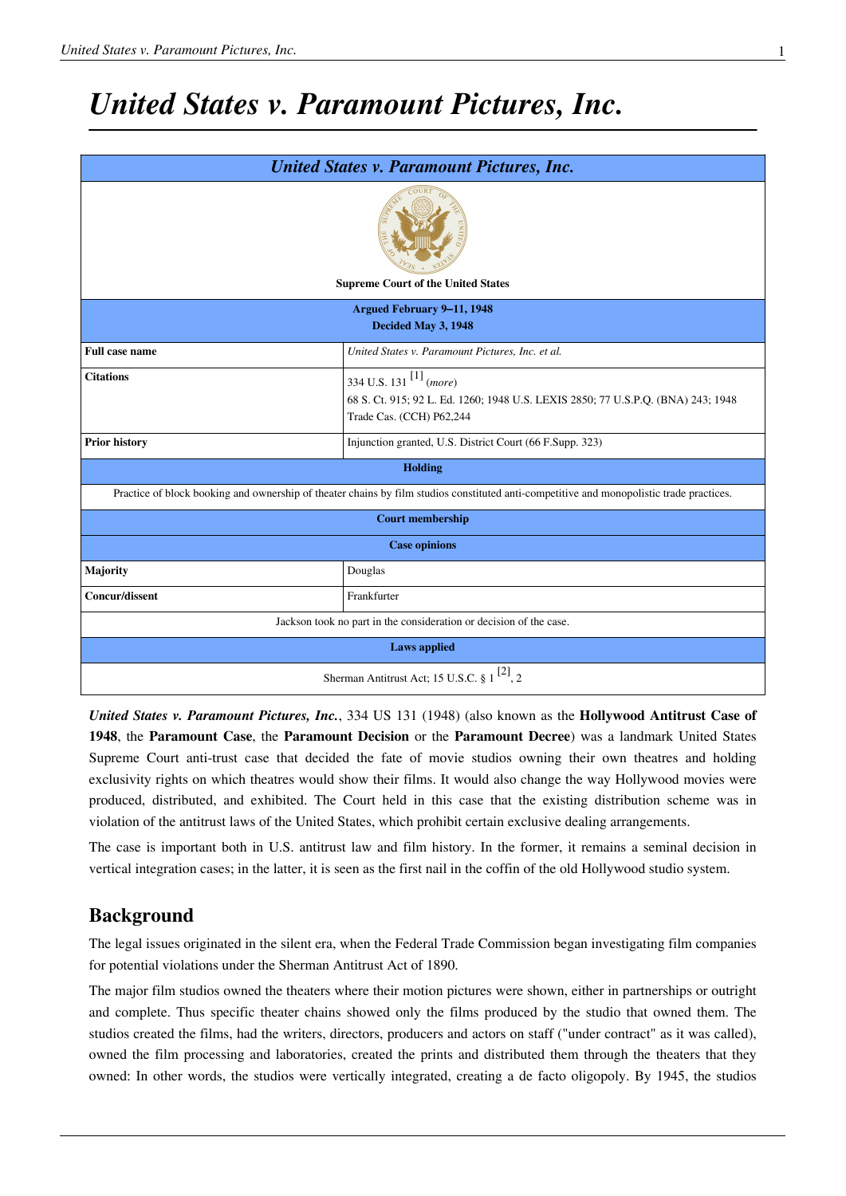# *United States v. Paramount Pictures, Inc.*

| *United States v. Paramount Pictures, Inc.* | |
|---|---|
| Supreme Court of the United States | |
| Argued February 9–11, 1948<br>Decided May 3, 1948 | |
| **Full case name** | *United States v. Paramount Pictures, Inc. et al.* |
| **Citations** | 334 U.S. 131 [1] (*more*)<br>68 S. Ct. 915; 92 L. Ed. 1260; 1948 U.S. LEXIS 2850; 77 U.S.P.Q. (BNA) 243; 1948 Trade Cas. (CCH) P62,244 |
| **Prior history** | Injunction granted, U.S. District Court (66 F.Supp. 323) |
| **Holding** | |
| Practice of block booking and ownership of theater chains by film studios constituted anti-competitive and monopolistic trade practices. | |
| **Court membership** | |
| **Case opinions** | |
| **Majority** | Douglas |
| **Concur/dissent** | Frankfurter |
| Jackson took no part in the consideration or decision of the case. | |
| **Laws applied** | |
| Sherman Antitrust Act; 15 U.S.C. § 1 [2], 2 | |

***United States v. Paramount Pictures, Inc.***, 334 US 131 (1948) (also known as the **Hollywood Antitrust Case of 1948**, the **Paramount Case**, the **Paramount Decision** or the **Paramount Decree**) was a landmark United States Supreme Court anti-trust case that decided the fate of movie studios owning their own theatres and holding exclusivity rights on which theatres would show their films. It would also change the way Hollywood movies were produced, distributed, and exhibited. The Court held in this case that the existing distribution scheme was in violation of the antitrust laws of the United States, which prohibit certain exclusive dealing arrangements.

The case is important both in U.S. antitrust law and film history. In the former, it remains a seminal decision in vertical integration cases; in the latter, it is seen as the first nail in the coffin of the old Hollywood studio system.

## Background

The legal issues originated in the silent era, when the Federal Trade Commission began investigating film companies for potential violations under the Sherman Antitrust Act of 1890.

The major film studios owned the theaters where their motion pictures were shown, either in partnerships or outright and complete. Thus specific theater chains showed only the films produced by the studio that owned them. The studios created the films, had the writers, directors, producers and actors on staff ("under contract" as it was called), owned the film processing and laboratories, created the prints and distributed them through the theaters that they owned: In other words, the studios were vertically integrated, creating a de facto oligopoly. By 1945, the studios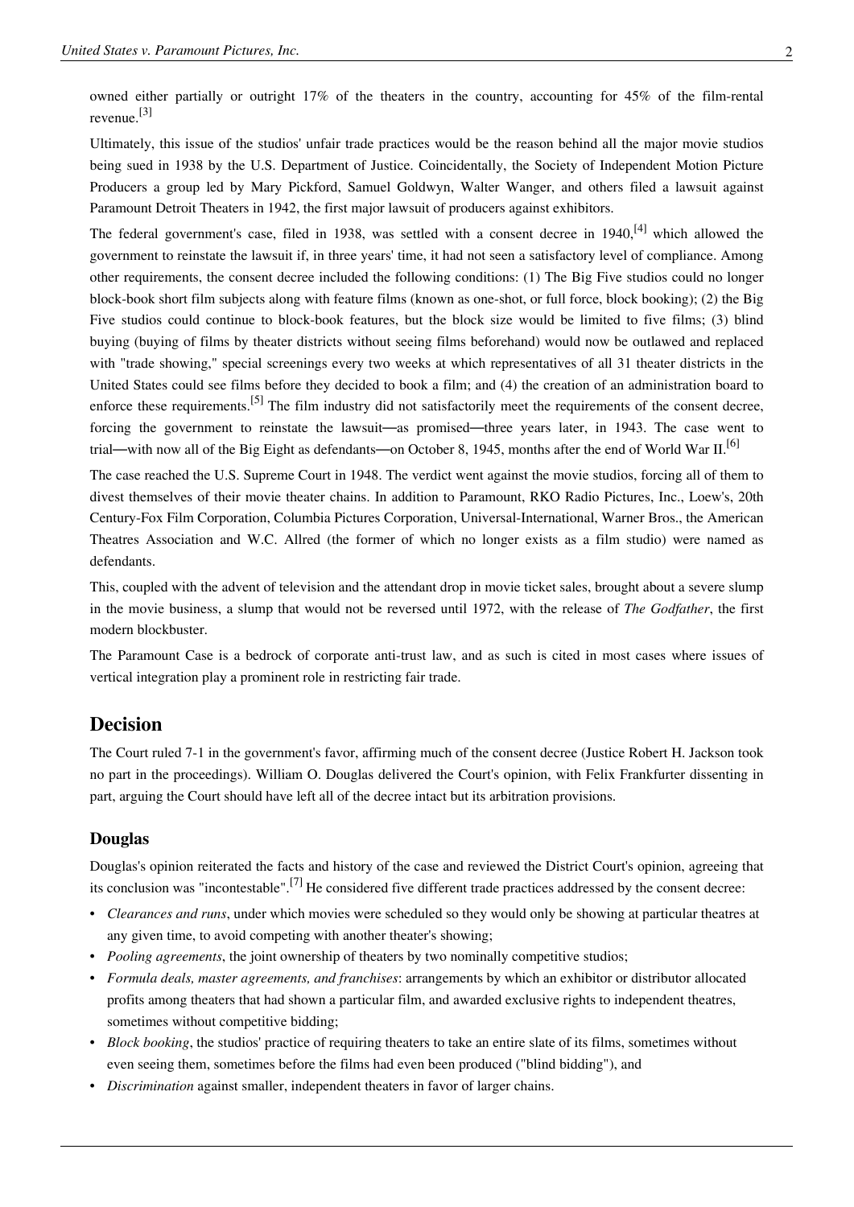owned either partially or outright 17% of the theaters in the country, accounting for 45% of the film-rental revenue.[3]

Ultimately, this issue of the studios' unfair trade practices would be the reason behind all the major movie studios being sued in 1938 by the U.S. Department of Justice. Coincidentally, the Society of Independent Motion Picture Producers a group led by Mary Pickford, Samuel Goldwyn, Walter Wanger, and others filed a lawsuit against Paramount Detroit Theaters in 1942, the first major lawsuit of producers against exhibitors.

The federal government's case, filed in 1938, was settled with a consent decree in 1940,[4] which allowed the government to reinstate the lawsuit if, in three years' time, it had not seen a satisfactory level of compliance. Among other requirements, the consent decree included the following conditions: (1) The Big Five studios could no longer block-book short film subjects along with feature films (known as one-shot, or full force, block booking); (2) the Big Five studios could continue to block-book features, but the block size would be limited to five films; (3) blind buying (buying of films by theater districts without seeing films beforehand) would now be outlawed and replaced with "trade showing," special screenings every two weeks at which representatives of all 31 theater districts in the United States could see films before they decided to book a film; and (4) the creation of an administration board to enforce these requirements.[5] The film industry did not satisfactorily meet the requirements of the consent decree, forcing the government to reinstate the lawsuit—as promised—three years later, in 1943. The case went to trial—with now all of the Big Eight as defendants—on October 8, 1945, months after the end of World War II.[6]

The case reached the U.S. Supreme Court in 1948. The verdict went against the movie studios, forcing all of them to divest themselves of their movie theater chains. In addition to Paramount, RKO Radio Pictures, Inc., Loew's, 20th Century-Fox Film Corporation, Columbia Pictures Corporation, Universal-International, Warner Bros., the American Theatres Association and W.C. Allred (the former of which no longer exists as a film studio) were named as defendants.

This, coupled with the advent of television and the attendant drop in movie ticket sales, brought about a severe slump in the movie business, a slump that would not be reversed until 1972, with the release of *The Godfather*, the first modern blockbuster.

The Paramount Case is a bedrock of corporate anti-trust law, and as such is cited in most cases where issues of vertical integration play a prominent role in restricting fair trade.

## Decision

The Court ruled 7-1 in the government's favor, affirming much of the consent decree (Justice Robert H. Jackson took no part in the proceedings). William O. Douglas delivered the Court's opinion, with Felix Frankfurter dissenting in part, arguing the Court should have left all of the decree intact but its arbitration provisions.

### Douglas

Douglas's opinion reiterated the facts and history of the case and reviewed the District Court's opinion, agreeing that its conclusion was "incontestable".[7] He considered five different trade practices addressed by the consent decree:

- *Clearances and runs*, under which movies were scheduled so they would only be showing at particular theatres at any given time, to avoid competing with another theater's showing;
- *Pooling agreements*, the joint ownership of theaters by two nominally competitive studios;
- *Formula deals, master agreements, and franchises*: arrangements by which an exhibitor or distributor allocated profits among theaters that had shown a particular film, and awarded exclusive rights to independent theatres, sometimes without competitive bidding;
- *Block booking*, the studios' practice of requiring theaters to take an entire slate of its films, sometimes without even seeing them, sometimes before the films had even been produced ("blind bidding"), and
- *Discrimination* against smaller, independent theaters in favor of larger chains.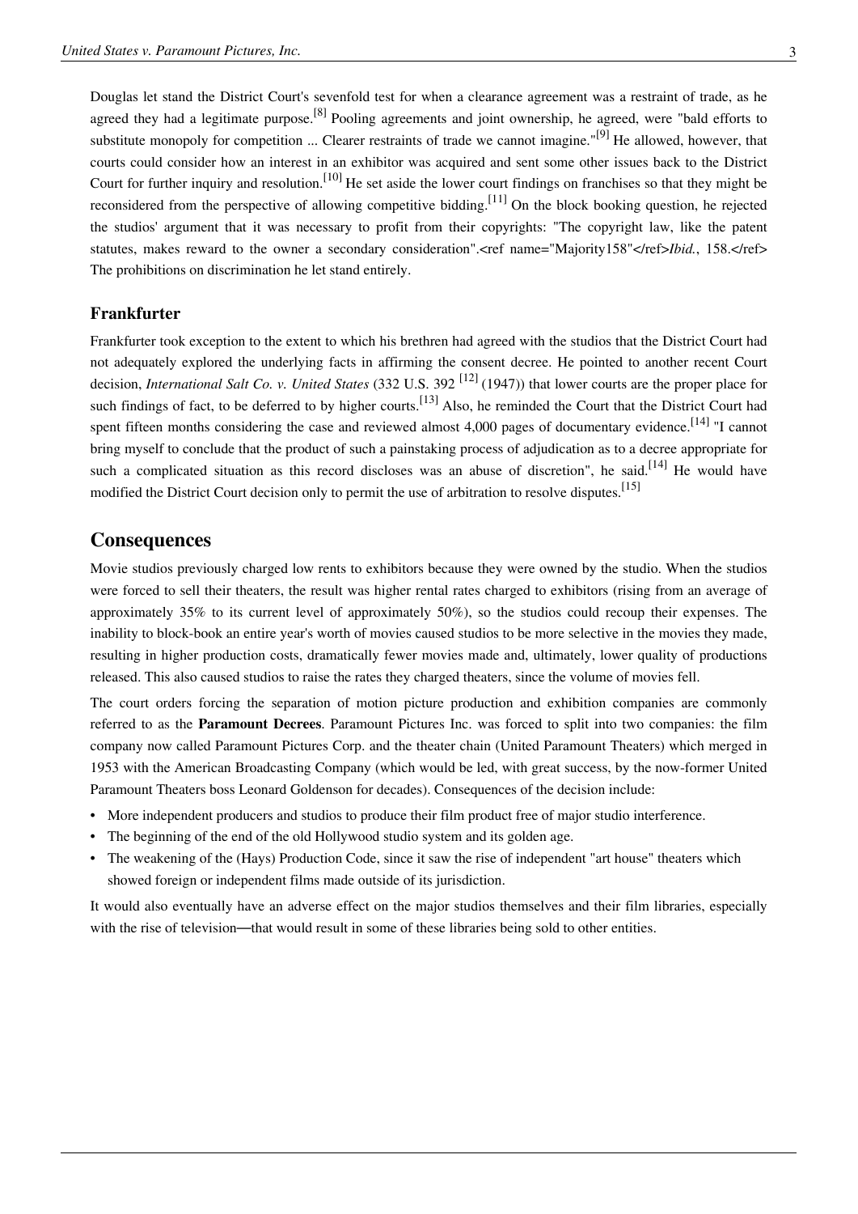Douglas let stand the District Court's sevenfold test for when a clearance agreement was a restraint of trade, as he agreed they had a legitimate purpose.[8] Pooling agreements and joint ownership, he agreed, were "bald efforts to substitute monopoly for competition ... Clearer restraints of trade we cannot imagine."[9] He allowed, however, that courts could consider how an interest in an exhibitor was acquired and sent some other issues back to the District Court for further inquiry and resolution.[10] He set aside the lower court findings on franchises so that they might be reconsidered from the perspective of allowing competitive bidding.[11] On the block booking question, he rejected the studios' argument that it was necessary to profit from their copyrights: "The copyright law, like the patent statutes, makes reward to the owner a secondary consideration".<ref name="Majority158"</ref>*Ibid.*, 158.</ref> The prohibitions on discrimination he let stand entirely.

### Frankfurter

Frankfurter took exception to the extent to which his brethren had agreed with the studios that the District Court had not adequately explored the underlying facts in affirming the consent decree. He pointed to another recent Court decision, *International Salt Co. v. United States* (332 U.S. 392 [12] (1947)) that lower courts are the proper place for such findings of fact, to be deferred to by higher courts.[13] Also, he reminded the Court that the District Court had spent fifteen months considering the case and reviewed almost 4,000 pages of documentary evidence.[14] "I cannot bring myself to conclude that the product of such a painstaking process of adjudication as to a decree appropriate for such a complicated situation as this record discloses was an abuse of discretion", he said.[14] He would have modified the District Court decision only to permit the use of arbitration to resolve disputes.[15]

## Consequences

Movie studios previously charged low rents to exhibitors because they were owned by the studio. When the studios were forced to sell their theaters, the result was higher rental rates charged to exhibitors (rising from an average of approximately 35% to its current level of approximately 50%), so the studios could recoup their expenses. The inability to block-book an entire year's worth of movies caused studios to be more selective in the movies they made, resulting in higher production costs, dramatically fewer movies made and, ultimately, lower quality of productions released. This also caused studios to raise the rates they charged theaters, since the volume of movies fell.

The court orders forcing the separation of motion picture production and exhibition companies are commonly referred to as the **Paramount Decrees**. Paramount Pictures Inc. was forced to split into two companies: the film company now called Paramount Pictures Corp. and the theater chain (United Paramount Theaters) which merged in 1953 with the American Broadcasting Company (which would be led, with great success, by the now-former United Paramount Theaters boss Leonard Goldenson for decades). Consequences of the decision include:

- More independent producers and studios to produce their film product free of major studio interference.
- The beginning of the end of the old Hollywood studio system and its golden age.
- The weakening of the (Hays) Production Code, since it saw the rise of independent "art house" theaters which showed foreign or independent films made outside of its jurisdiction.

It would also eventually have an adverse effect on the major studios themselves and their film libraries, especially with the rise of television—that would result in some of these libraries being sold to other entities.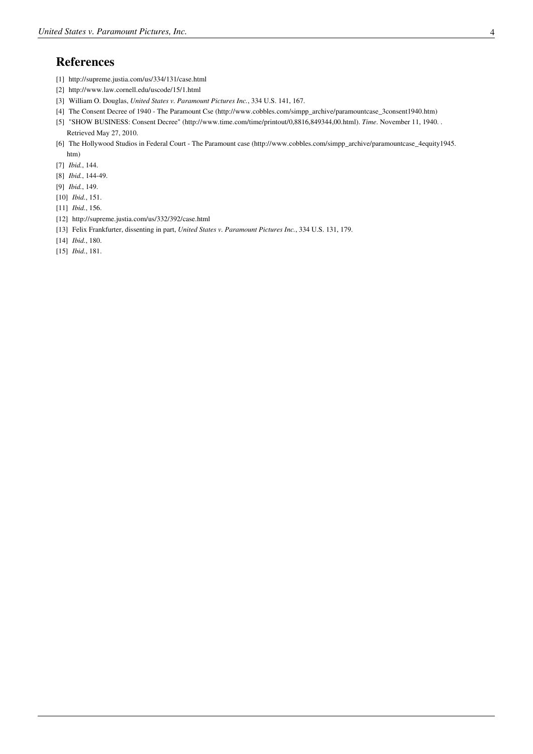## References

[1] http://supreme.justia.com/us/334/131/case.html

[2] http://www.law.cornell.edu/uscode/15/1.html

[3] William O. Douglas, *United States v. Paramount Pictures Inc.*, 334 U.S. 141, 167.

[4] The Consent Decree of 1940 - The Paramount Cse (http://www.cobbles.com/simpp_archive/paramountcase_3consent1940.htm)

[5] "SHOW BUSINESS: Consent Decree" (http://www.time.com/time/printout/0,8816,849344,00.html). *Time*. November 11, 1940. . Retrieved May 27, 2010.

[6] The Hollywood Studios in Federal Court - The Paramount case (http://www.cobbles.com/simpp_archive/paramountcase_4equity1945.htm)

[7] *Ibid.*, 144.

[8] *Ibid.*, 144-49.

[9] *Ibid.*, 149.

[10] *Ibid.*, 151.

[11] *Ibid.*, 156.

[12] http://supreme.justia.com/us/332/392/case.html

[13] Felix Frankfurter, dissenting in part, *United States v. Paramount Pictures Inc.*, 334 U.S. 131, 179.

[14] *Ibid.*, 180.

[15] *Ibid.*, 181.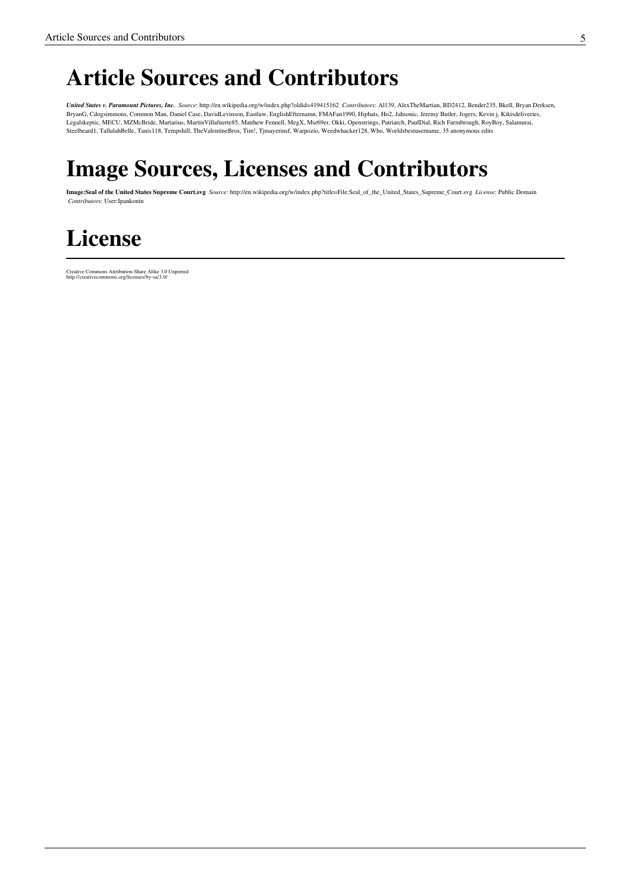# Article Sources and Contributors

***United States v. Paramount Pictures, Inc.*** *Source*: http://en.wikipedia.org/w/index.php?oldid=419415162 *Contributors*: Al139, AlexTheMartian, BD2412, Bender235, Bkell, Bryan Derksen, BryanG, Cdogsimmons, Common Man, Daniel Case, DavidLevinson, Eastlaw, EnglishEfternamn, FMAFan1990, Hiphats, Ho2, Jahsonic, Jeremy Butler, Jogers, Kevin j, Kikisdeliveries, Legalskeptic, MECU, MZMcBride, Martarius, MartinVillafuerte85, Matthew Fennell, MegX, Msr69er, Okki, Openstrings, Patriarch, PaulDial, Rich Farmbrough, RoyBoy, Salamurai, Steelbeard1, TallulahBelle, Tanis118, Tempshill, TheValentineBros, Tim!, Tjmayerinsf, Warpozio, Weedwhacker128, Who, Worldsbestusername, 35 anonymous edits

# Image Sources, Licenses and Contributors

**Image:Seal of the United States Supreme Court.svg** *Source*: http://en.wikipedia.org/w/index.php?title=File:Seal_of_the_United_States_Supreme_Court.svg *License*: Public Domain *Contributors*: User:Ipankonin

# License

Creative Commons Attribution-Share Alike 3.0 Unported
http://creativecommons.org/licenses/by-sa/3.0/